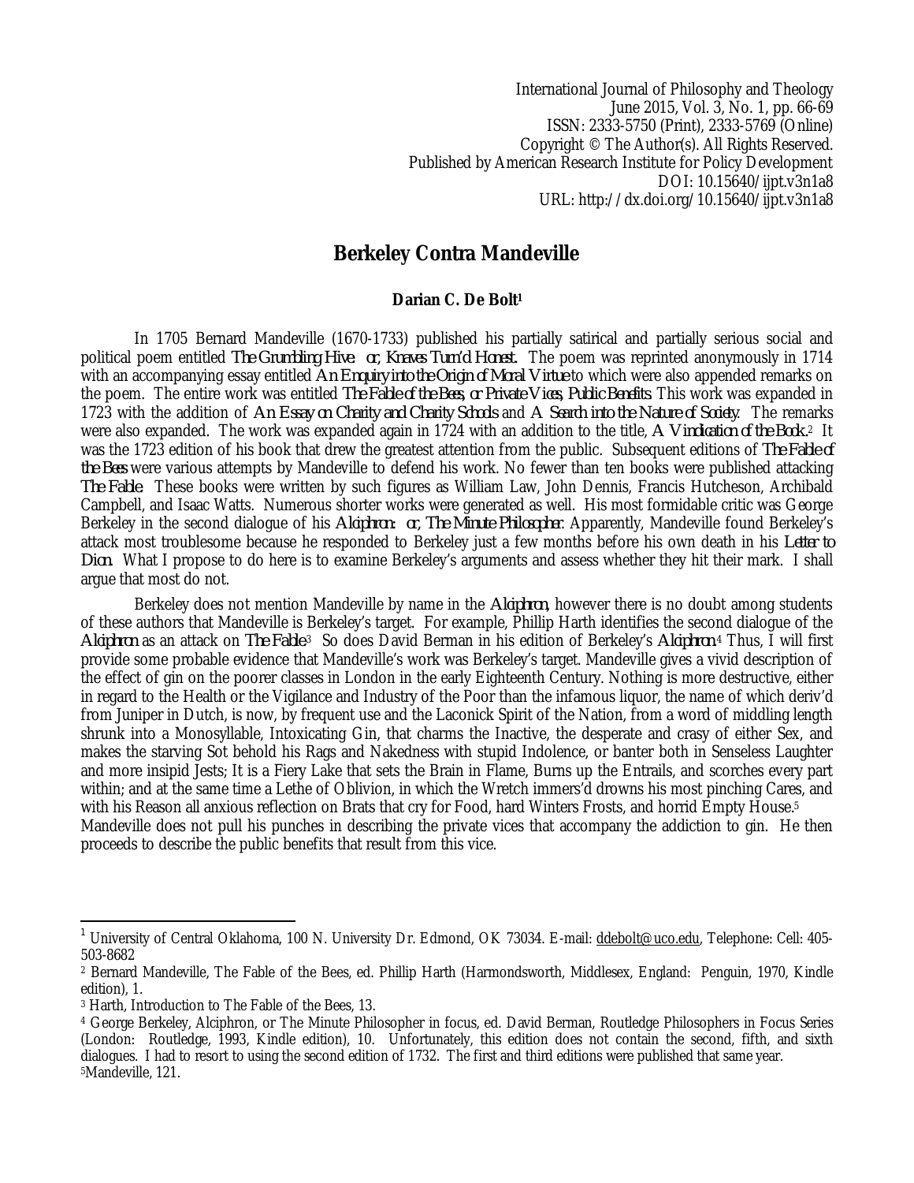International Journal of Philosophy and Theology
June 2015, Vol. 3, No. 1, pp. 66-69
ISSN: 2333-5750 (Print), 2333-5769 (Online)
Copyright © The Author(s). All Rights Reserved.
Published by American Research Institute for Policy Development
DOI: 10.15640/ijpt.v3n1a8
URL: http://dx.doi.org/10.15640/ijpt.v3n1a8

# Berkeley Contra Mandeville

**Darian C. De Bolt[1]**

In 1705 Bernard Mandeville (1670-1733) published his partially satirical and partially serious social and political poem entitled *The Grumbling Hive: or, Knaves Turn'd Honest.* The poem was reprinted anonymously in 1714 with an accompanying essay entitled *An Enquiry into the Origin of Moral Virtue* to which were also appended remarks on the poem. The entire work was entitled *The Fable of the Bees, or Private Vices, Public Benefits.* This work was expanded in 1723 with the addition of *An Essay on Charity and Charity Schools* and *A Search into the Nature of Society.* The remarks were also expanded. The work was expanded again in 1724 with an addition to the title, *A Vindication of the Book.*[2] It was the 1723 edition of his book that drew the greatest attention from the public. Subsequent editions of *The Fable of the Bees* were various attempts by Mandeville to defend his work. No fewer than ten books were published attacking *The Fable.* These books were written by such figures as William Law, John Dennis, Francis Hutcheson, Archibald Campbell, and Isaac Watts. Numerous shorter works were generated as well. His most formidable critic was George Berkeley in the second dialogue of his *Alciphron: or, The Minute Philosopher.* Apparently, Mandeville found Berkeley's attack most troublesome because he responded to Berkeley just a few months before his own death in his *Letter to Dion.* What I propose to do here is to examine Berkeley's arguments and assess whether they hit their mark. I shall argue that most do not.

Berkeley does not mention Mandeville by name in the *Alciphron,* however there is no doubt among students of these authors that Mandeville is Berkeley's target. For example, Phillip Harth identifies the second dialogue of the *Alciphron* as an attack on *The Fable*[3] So does David Berman in his edition of Berkeley's *Alciphron.*[4] Thus, I will first provide some probable evidence that Mandeville's work was Berkeley's target. Mandeville gives a vivid description of the effect of gin on the poorer classes in London in the early Eighteenth Century. Nothing is more destructive, either in regard to the Health or the Vigilance and Industry of the Poor than the infamous liquor, the name of which deriv'd from Juniper in Dutch, is now, by frequent use and the Laconick Spirit of the Nation, from a word of middling length shrunk into a Monosyllable, Intoxicating Gin, that charms the Inactive, the desperate and crasy of either Sex, and makes the starving Sot behold his Rags and Nakedness with stupid Indolence, or banter both in Senseless Laughter and more insipid Jests; It is a Fiery Lake that sets the Brain in Flame, Burns up the Entrails, and scorches every part within; and at the same time a Lethe of Oblivion, in which the Wretch immers'd drowns his most pinching Cares, and with his Reason all anxious reflection on Brats that cry for Food, hard Winters Frosts, and horrid Empty House.[5]
Mandeville does not pull his punches in describing the private vices that accompany the addiction to gin. He then proceeds to describe the public benefits that result from this vice.

---

[1] University of Central Oklahoma, 100 N. University Dr. Edmond, OK 73034. E-mail: ddebolt@uco.edu, Telephone: Cell: 405-503-8682

[2] Bernard Mandeville, The Fable of the Bees, ed. Phillip Harth (Harmondsworth, Middlesex, England: Penguin, 1970, Kindle edition), 1.

[3] Harth, Introduction to The Fable of the Bees, 13.

[4] George Berkeley, Alciphron, or The Minute Philosopher in focus, ed. David Berman, Routledge Philosophers in Focus Series (London: Routledge, 1993, Kindle edition), 10. Unfortunately, this edition does not contain the second, fifth, and sixth dialogues. I had to resort to using the second edition of 1732. The first and third editions were published that same year.

[5] Mandeville, 121.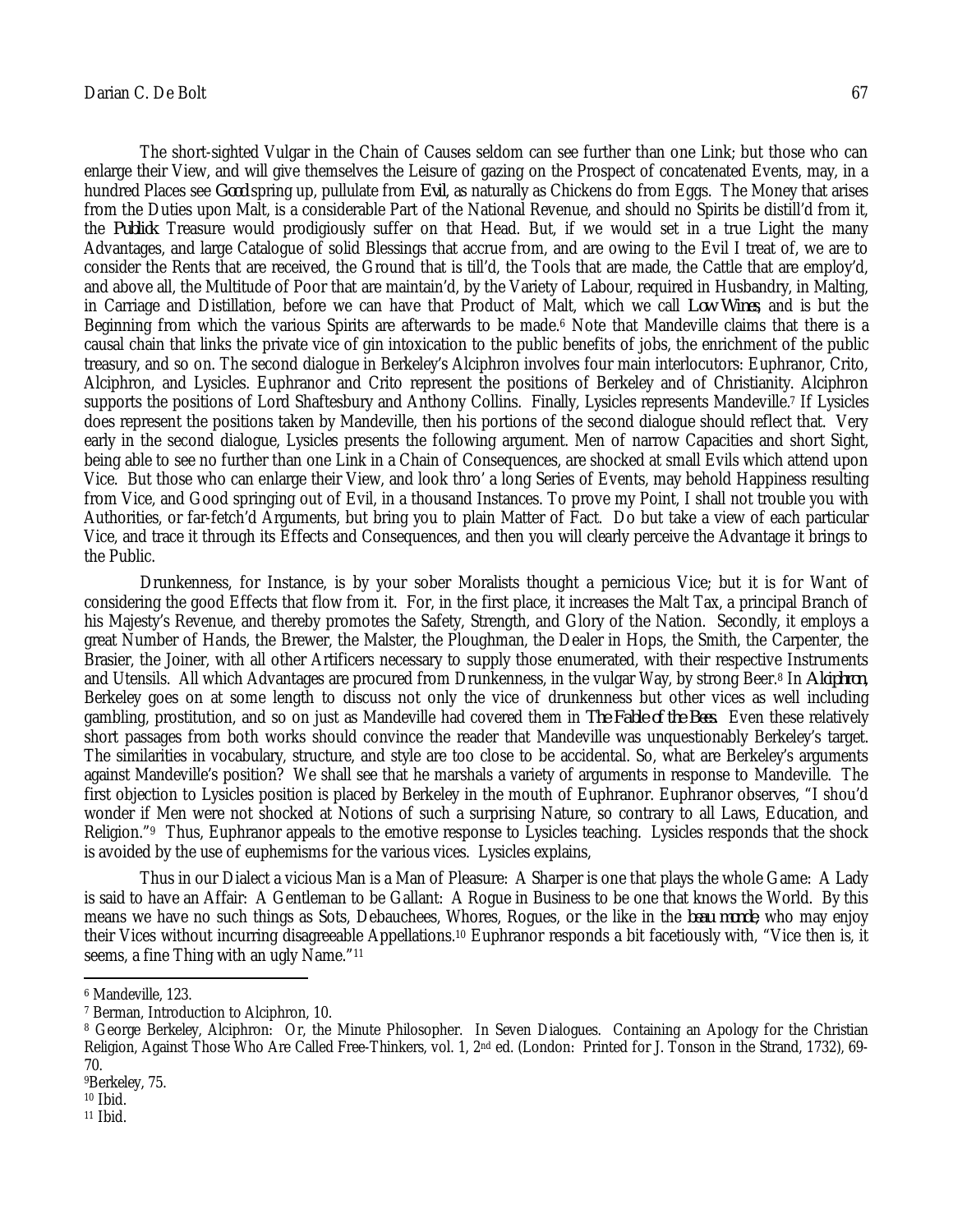The short-sighted Vulgar in the Chain of Causes seldom can see further than one Link; but those who can enlarge their View, and will give themselves the Leisure of gazing on the Prospect of concatenated Events, may, in a hundred Places see *Good* spring up, pullulate from *Evil*, as naturally as Chickens do from Eggs. The Money that arises from the Duties upon Malt, is a considerable Part of the National Revenue, and should no Spirits be distill'd from it, the *Publick* Treasure would prodigiously suffer on that Head. But, if we would set in a true Light the many Advantages, and large Catalogue of solid Blessings that accrue from, and are owing to the Evil I treat of, we are to consider the Rents that are received, the Ground that is till'd, the Tools that are made, the Cattle that are employ'd, and above all, the Multitude of Poor that are maintain'd, by the Variety of Labour, required in Husbandry, in Malting, in Carriage and Distillation, before we can have that Product of Malt, which we call *Low Wines*, and is but the Beginning from which the various Spirits are afterwards to be made.[6] Note that Mandeville claims that there is a causal chain that links the private vice of gin intoxication to the public benefits of jobs, the enrichment of the public treasury, and so on. The second dialogue in Berkeley's Alciphron involves four main interlocutors: Euphranor, Crito, Alciphron, and Lysicles. Euphranor and Crito represent the positions of Berkeley and of Christianity. Alciphron supports the positions of Lord Shaftesbury and Anthony Collins. Finally, Lysicles represents Mandeville.[7] If Lysicles does represent the positions taken by Mandeville, then his portions of the second dialogue should reflect that. Very early in the second dialogue, Lysicles presents the following argument. Men of narrow Capacities and short Sight, being able to see no further than one Link in a Chain of Consequences, are shocked at small Evils which attend upon Vice. But those who can enlarge their View, and look thro' a long Series of Events, may behold Happiness resulting from Vice, and Good springing out of Evil, in a thousand Instances. To prove my Point, I shall not trouble you with Authorities, or far-fetch'd Arguments, but bring you to plain Matter of Fact. Do but take a view of each particular Vice, and trace it through its Effects and Consequences, and then you will clearly perceive the Advantage it brings to the Public.

Drunkenness, for Instance, is by your sober Moralists thought a pernicious Vice; but it is for Want of considering the good Effects that flow from it. For, in the first place, it increases the Malt Tax, a principal Branch of his Majesty's Revenue, and thereby promotes the Safety, Strength, and Glory of the Nation. Secondly, it employs a great Number of Hands, the Brewer, the Malster, the Ploughman, the Dealer in Hops, the Smith, the Carpenter, the Brasier, the Joiner, with all other Artificers necessary to supply those enumerated, with their respective Instruments and Utensils. All which Advantages are procured from Drunkenness, in the vulgar Way, by strong Beer.[8] In *Alciphron*, Berkeley goes on at some length to discuss not only the vice of drunkenness but other vices as well including gambling, prostitution, and so on just as Mandeville had covered them in *The Fable of the Bees*. Even these relatively short passages from both works should convince the reader that Mandeville was unquestionably Berkeley's target. The similarities in vocabulary, structure, and style are too close to be accidental. So, what are Berkeley's arguments against Mandeville's position? We shall see that he marshals a variety of arguments in response to Mandeville. The first objection to Lysicles position is placed by Berkeley in the mouth of Euphranor. Euphranor observes, "I shou'd wonder if Men were not shocked at Notions of such a surprising Nature, so contrary to all Laws, Education, and Religion."[9] Thus, Euphranor appeals to the emotive response to Lysicles teaching. Lysicles responds that the shock is avoided by the use of euphemisms for the various vices. Lysicles explains,

Thus in our Dialect a vicious Man is a Man of Pleasure: A Sharper is one that plays the whole Game: A Lady is said to have an Affair: A Gentleman to be Gallant: A Rogue in Business to be one that knows the World. By this means we have no such things as Sots, Debauchees, Whores, Rogues, or the like in the *beau monde*, who may enjoy their Vices without incurring disagreeable Appellations.[10] Euphranor responds a bit facetiously with, "Vice then is, it seems, a fine Thing with an ugly Name."[11]

---

[6] Mandeville, 123.

[7] Berman, Introduction to Alciphron, 10.

[8] George Berkeley, Alciphron: Or, the Minute Philosopher. In Seven Dialogues. Containing an Apology for the Christian Religion, Against Those Who Are Called Free-Thinkers, vol. 1, 2nd ed. (London: Printed for J. Tonson in the Strand, 1732), 69-70.

[9] Berkeley, 75.

[10] Ibid.

[11] Ibid.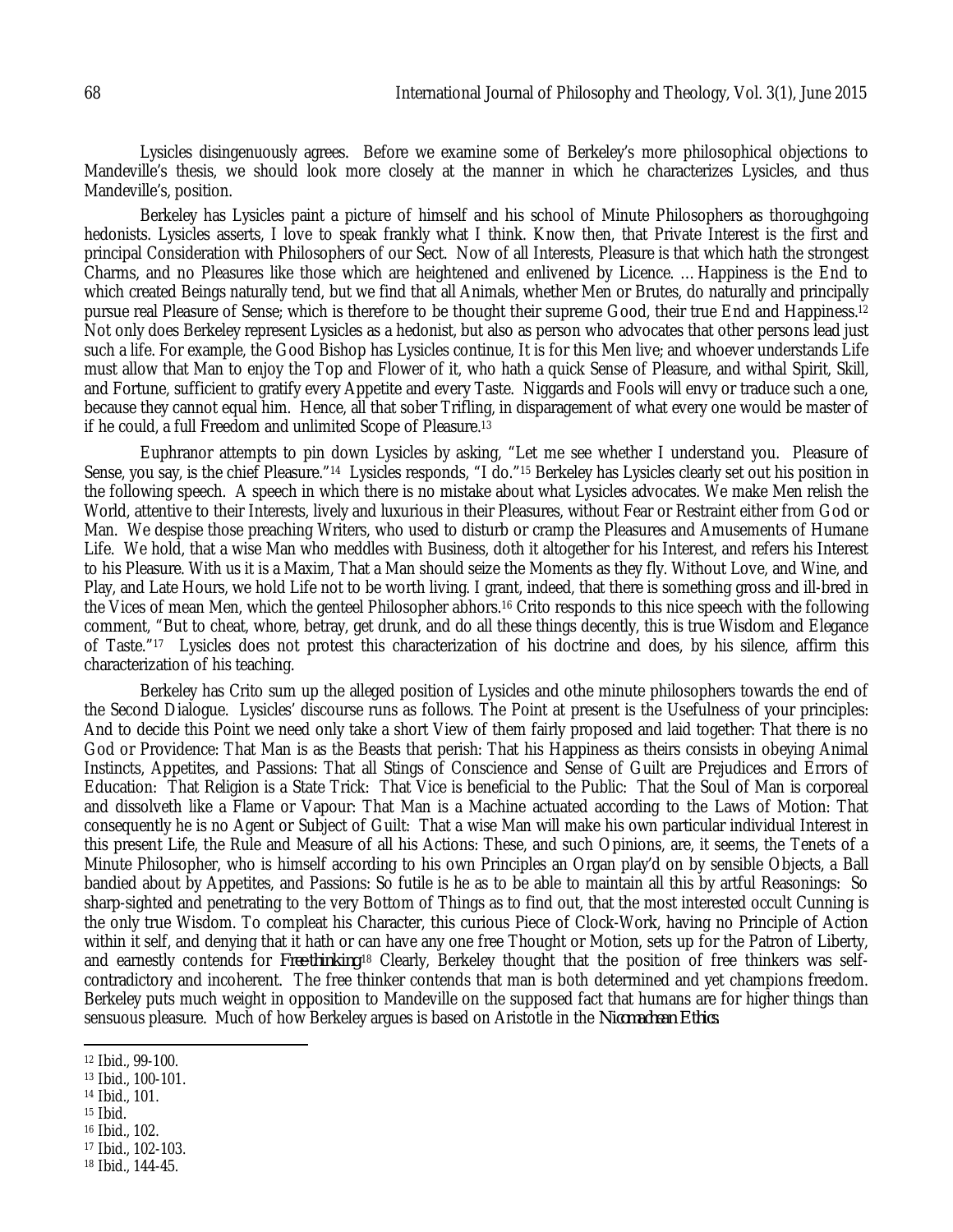Lysicles disingenuously agrees. Before we examine some of Berkeley's more philosophical objections to Mandeville's thesis, we should look more closely at the manner in which he characterizes Lysicles, and thus Mandeville's, position.

Berkeley has Lysicles paint a picture of himself and his school of Minute Philosophers as thoroughgoing hedonists. Lysicles asserts, I love to speak frankly what I think. Know then, that Private Interest is the first and principal Consideration with Philosophers of our Sect. Now of all Interests, Pleasure is that which hath the strongest Charms, and no Pleasures like those which are heightened and enlivened by Licence. … Happiness is the End to which created Beings naturally tend, but we find that all Animals, whether Men or Brutes, do naturally and principally pursue real Pleasure of Sense; which is therefore to be thought their supreme Good, their true End and Happiness.[12] Not only does Berkeley represent Lysicles as a hedonist, but also as person who advocates that other persons lead just such a life. For example, the Good Bishop has Lysicles continue, It is for this Men live; and whoever understands Life must allow that Man to enjoy the Top and Flower of it, who hath a quick Sense of Pleasure, and withal Spirit, Skill, and Fortune, sufficient to gratify every Appetite and every Taste. Niggards and Fools will envy or traduce such a one, because they cannot equal him. Hence, all that sober Trifling, in disparagement of what every one would be master of if he could, a full Freedom and unlimited Scope of Pleasure.[13]

Euphranor attempts to pin down Lysicles by asking, "Let me see whether I understand you. Pleasure of Sense, you say, is the chief Pleasure."[14] Lysicles responds, "I do."[15] Berkeley has Lysicles clearly set out his position in the following speech. A speech in which there is no mistake about what Lysicles advocates. We make Men relish the World, attentive to their Interests, lively and luxurious in their Pleasures, without Fear or Restraint either from God or Man. We despise those preaching Writers, who used to disturb or cramp the Pleasures and Amusements of Humane Life. We hold, that a wise Man who meddles with Business, doth it altogether for his Interest, and refers his Interest to his Pleasure. With us it is a Maxim, That a Man should seize the Moments as they fly. Without Love, and Wine, and Play, and Late Hours, we hold Life not to be worth living. I grant, indeed, that there is something gross and ill-bred in the Vices of mean Men, which the genteel Philosopher abhors.[16] Crito responds to this nice speech with the following comment, "But to cheat, whore, betray, get drunk, and do all these things decently, this is true Wisdom and Elegance of Taste."[17] Lysicles does not protest this characterization of his doctrine and does, by his silence, affirm this characterization of his teaching.

Berkeley has Crito sum up the alleged position of Lysicles and othe minute philosophers towards the end of the Second Dialogue. Lysicles' discourse runs as follows. The Point at present is the Usefulness of your principles: And to decide this Point we need only take a short View of them fairly proposed and laid together: That there is no God or Providence: That Man is as the Beasts that perish: That his Happiness as theirs consists in obeying Animal Instincts, Appetites, and Passions: That all Stings of Conscience and Sense of Guilt are Prejudices and Errors of Education: That Religion is a State Trick: That Vice is beneficial to the Public: That the Soul of Man is corporeal and dissolveth like a Flame or Vapour: That Man is a Machine actuated according to the Laws of Motion: That consequently he is no Agent or Subject of Guilt: That a wise Man will make his own particular individual Interest in this present Life, the Rule and Measure of all his Actions: These, and such Opinions, are, it seems, the Tenets of a Minute Philosopher, who is himself according to his own Principles an Organ play'd on by sensible Objects, a Ball bandied about by Appetites, and Passions: So futile is he as to be able to maintain all this by artful Reasonings: So sharp-sighted and penetrating to the very Bottom of Things as to find out, that the most interested occult Cunning is the only true Wisdom. To compleat his Character, this curious Piece of Clock-Work, having no Principle of Action within it self, and denying that it hath or can have any one free Thought or Motion, sets up for the Patron of Liberty, and earnestly contends for *Free-thinking*[18] Clearly, Berkeley thought that the position of free thinkers was self-contradictory and incoherent. The free thinker contends that man is both determined and yet champions freedom. Berkeley puts much weight in opposition to Mandeville on the supposed fact that humans are for higher things than sensuous pleasure. Much of how Berkeley argues is based on Aristotle in the *Nicomachean Ethics.*

---

[12] Ibid., 99-100.
[13] Ibid., 100-101.
[14] Ibid., 101.
[15] Ibid.
[16] Ibid., 102.
[17] Ibid., 102-103.
[18] Ibid., 144-45.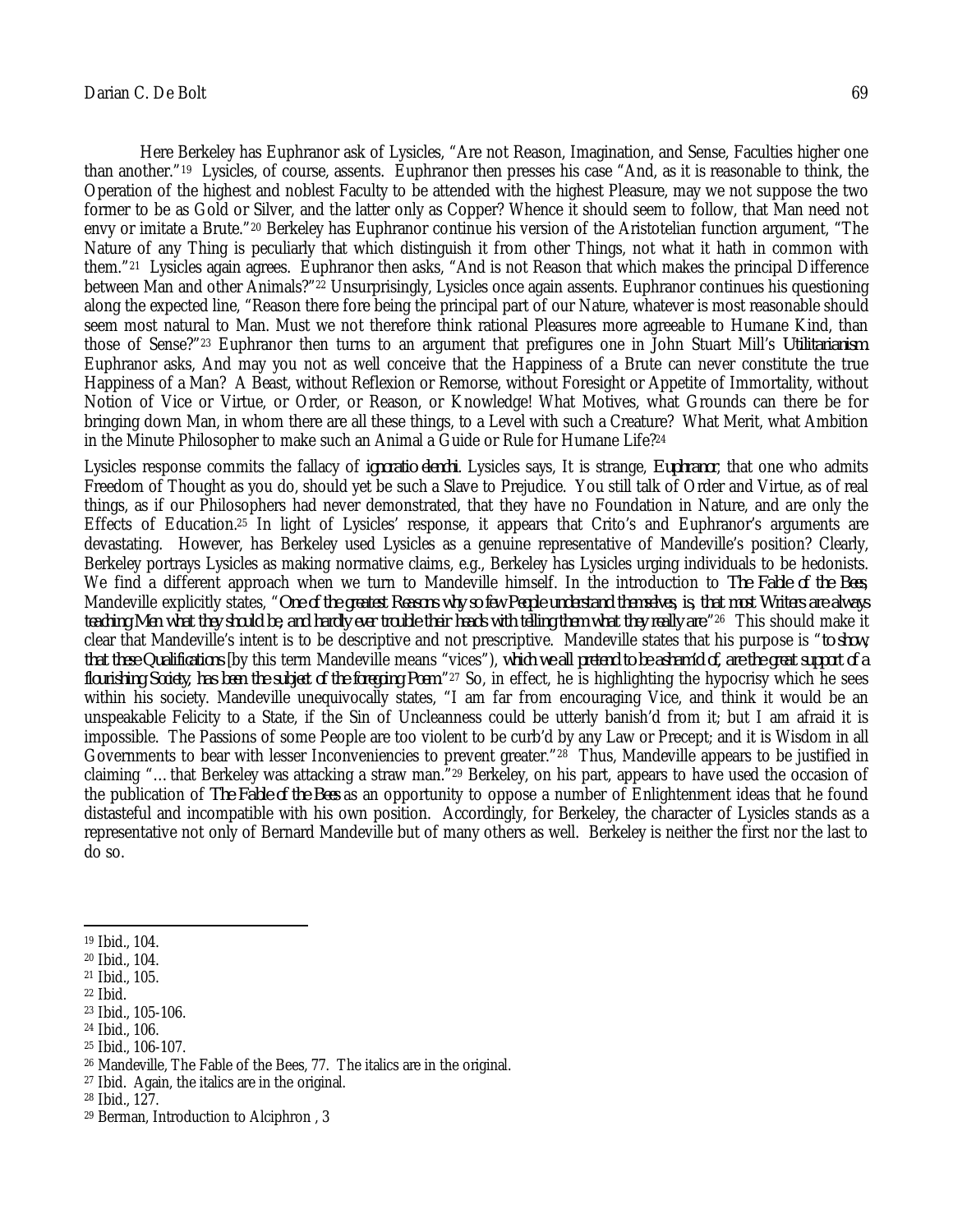Here Berkeley has Euphranor ask of Lysicles, "Are not Reason, Imagination, and Sense, Faculties higher one than another."[19] Lysicles, of course, assents. Euphranor then presses his case "And, as it is reasonable to think, the Operation of the highest and noblest Faculty to be attended with the highest Pleasure, may we not suppose the two former to be as Gold or Silver, and the latter only as Copper? Whence it should seem to follow, that Man need not envy or imitate a Brute."[20] Berkeley has Euphranor continue his version of the Aristotelian function argument, "The Nature of any Thing is peculiarly that which distinguish it from other Things, not what it hath in common with them."[21] Lysicles again agrees. Euphranor then asks, "And is not Reason that which makes the principal Difference between Man and other Animals?"[22] Unsurprisingly, Lysicles once again assents. Euphranor continues his questioning along the expected line, "Reason there fore being the principal part of our Nature, whatever is most reasonable should seem most natural to Man. Must we not therefore think rational Pleasures more agreeable to Humane Kind, than those of Sense?"[23] Euphranor then turns to an argument that prefigures one in John Stuart Mill's *Utilitarianism*. Euphranor asks, And may you not as well conceive that the Happiness of a Brute can never constitute the true Happiness of a Man? A Beast, without Reflexion or Remorse, without Foresight or Appetite of Immortality, without Notion of Vice or Virtue, or Order, or Reason, or Knowledge! What Motives, what Grounds can there be for bringing down Man, in whom there are all these things, to a Level with such a Creature? What Merit, what Ambition in the Minute Philosopher to make such an Animal a Guide or Rule for Humane Life?[24]

Lysicles response commits the fallacy of *ignoratio elenchi*. Lysicles says, It is strange, *Euphranor*, that one who admits Freedom of Thought as you do, should yet be such a Slave to Prejudice. You still talk of Order and Virtue, as of real things, as if our Philosophers had never demonstrated, that they have no Foundation in Nature, and are only the Effects of Education.[25] In light of Lysicles' response, it appears that Crito's and Euphranor's arguments are devastating. However, has Berkeley used Lysicles as a genuine representative of Mandeville's position? Clearly, Berkeley portrays Lysicles as making normative claims, e.g., Berkeley has Lysicles urging individuals to be hedonists. We find a different approach when we turn to Mandeville himself. In the introduction to *The Fable of the Bees*, Mandeville explicitly states, "*One of the greatest Reasons why so few People understand themselves, is, that most Writers are always teaching Men what they should be, and hardly ever trouble their heads with telling them what they really are*"[26] This should make it clear that Mandeville's intent is to be descriptive and not prescriptive. Mandeville states that his purpose is "*to show, that these Qualifications* [by this term Mandeville means "vices"), *which we all pretend to be asham'd of, are the great support of a flourishing Society, has been the subject of the foregoing Poem*"[27] So, in effect, he is highlighting the hypocrisy which he sees within his society. Mandeville unequivocally states, "I am far from encouraging Vice, and think it would be an unspeakable Felicity to a State, if the Sin of Uncleanness could be utterly banish'd from it; but I am afraid it is impossible. The Passions of some People are too violent to be curb'd by any Law or Precept; and it is Wisdom in all Governments to bear with lesser Inconveniencies to prevent greater."[28] Thus, Mandeville appears to be justified in claiming "…that Berkeley was attacking a straw man."[29] Berkeley, on his part, appears to have used the occasion of the publication of *The Fable of the Bees* as an opportunity to oppose a number of Enlightenment ideas that he found distasteful and incompatible with his own position. Accordingly, for Berkeley, the character of Lysicles stands as a representative not only of Bernard Mandeville but of many others as well. Berkeley is neither the first nor the last to do so.

---

[19] Ibid., 104.
[20] Ibid., 104.
[21] Ibid., 105.
[22] Ibid.
[23] Ibid., 105-106.
[24] Ibid., 106.
[25] Ibid., 106-107.
[26] Mandeville, The Fable of the Bees, 77. The italics are in the original.
[27] Ibid. Again, the italics are in the original.
[28] Ibid., 127.
[29] Berman, Introduction to Alciphron , 3